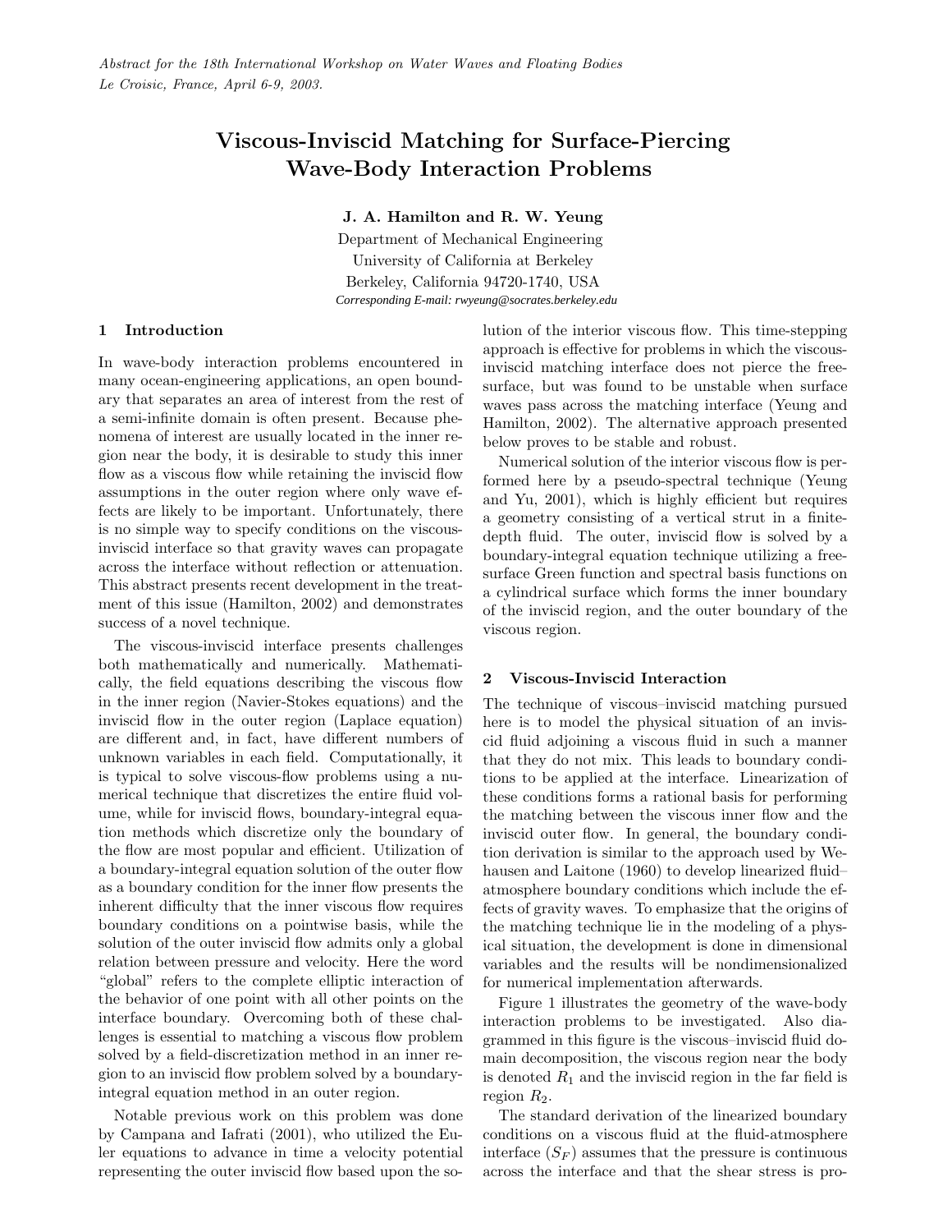*Abstract for the 18th International Workshop on Water Waves and Floating Bodies*
*Le Croisic, France, April 6-9, 2003.*

# Viscous-Inviscid Matching for Surface-Piercing Wave-Body Interaction Problems

**J. A. Hamilton and R. W. Yeung**

Department of Mechanical Engineering
University of California at Berkeley
Berkeley, California 94720-1740, USA
*Corresponding E-mail: rwyeung@socrates.berkeley.edu*

## 1 Introduction

In wave-body interaction problems encountered in many ocean-engineering applications, an open boundary that separates an area of interest from the rest of a semi-infinite domain is often present. Because phenomena of interest are usually located in the inner region near the body, it is desirable to study this inner flow as a viscous flow while retaining the inviscid flow assumptions in the outer region where only wave effects are likely to be important. Unfortunately, there is no simple way to specify conditions on the viscous-inviscid interface so that gravity waves can propagate across the interface without reflection or attenuation. This abstract presents recent development in the treatment of this issue (Hamilton, 2002) and demonstrates success of a novel technique.

The viscous-inviscid interface presents challenges both mathematically and numerically. Mathematically, the field equations describing the viscous flow in the inner region (Navier-Stokes equations) and the inviscid flow in the outer region (Laplace equation) are different and, in fact, have different numbers of unknown variables in each field. Computationally, it is typical to solve viscous-flow problems using a numerical technique that discretizes the entire fluid volume, while for inviscid flows, boundary-integral equation methods which discretize only the boundary of the flow are most popular and efficient. Utilization of a boundary-integral equation solution of the outer flow as a boundary condition for the inner flow presents the inherent difficulty that the inner viscous flow requires boundary conditions on a pointwise basis, while the solution of the outer inviscid flow admits only a global relation between pressure and velocity. Here the word "global" refers to the complete elliptic interaction of the behavior of one point with all other points on the interface boundary. Overcoming both of these challenges is essential to matching a viscous flow problem solved by a field-discretization method in an inner region to an inviscid flow problem solved by a boundary-integral equation method in an outer region.

Notable previous work on this problem was done by Campana and Iafrati (2001), who utilized the Euler equations to advance in time a velocity potential representing the outer inviscid flow based upon the solution of the interior viscous flow. This time-stepping approach is effective for problems in which the viscous-inviscid matching interface does not pierce the free-surface, but was found to be unstable when surface waves pass across the matching interface (Yeung and Hamilton, 2002). The alternative approach presented below proves to be stable and robust.

Numerical solution of the interior viscous flow is performed here by a pseudo-spectral technique (Yeung and Yu, 2001), which is highly efficient but requires a geometry consisting of a vertical strut in a finite-depth fluid. The outer, inviscid flow is solved by a boundary-integral equation technique utilizing a free-surface Green function and spectral basis functions on a cylindrical surface which forms the inner boundary of the inviscid region, and the outer boundary of the viscous region.

## 2 Viscous-Inviscid Interaction

The technique of viscous–inviscid matching pursued here is to model the physical situation of an inviscid fluid adjoining a viscous fluid in such a manner that they do not mix. This leads to boundary conditions to be applied at the interface. Linearization of these conditions forms a rational basis for performing the matching between the viscous inner flow and the inviscid outer flow. In general, the boundary condition derivation is similar to the approach used by Wehausen and Laitone (1960) to develop linearized fluid–atmosphere boundary conditions which include the effects of gravity waves. To emphasize that the origins of the matching technique lie in the modeling of a physical situation, the development is done in dimensional variables and the results will be nondimensionalized for numerical implementation afterwards.

Figure 1 illustrates the geometry of the wave-body interaction problems to be investigated. Also diagrammed in this figure is the viscous–inviscid fluid domain decomposition, the viscous region near the body is denoted $R_1$ and the inviscid region in the far field is region $R_2$.

The standard derivation of the linearized boundary conditions on a viscous fluid at the fluid-atmosphere interface ($S_F$) assumes that the pressure is continuous across the interface and that the shear stress is pro-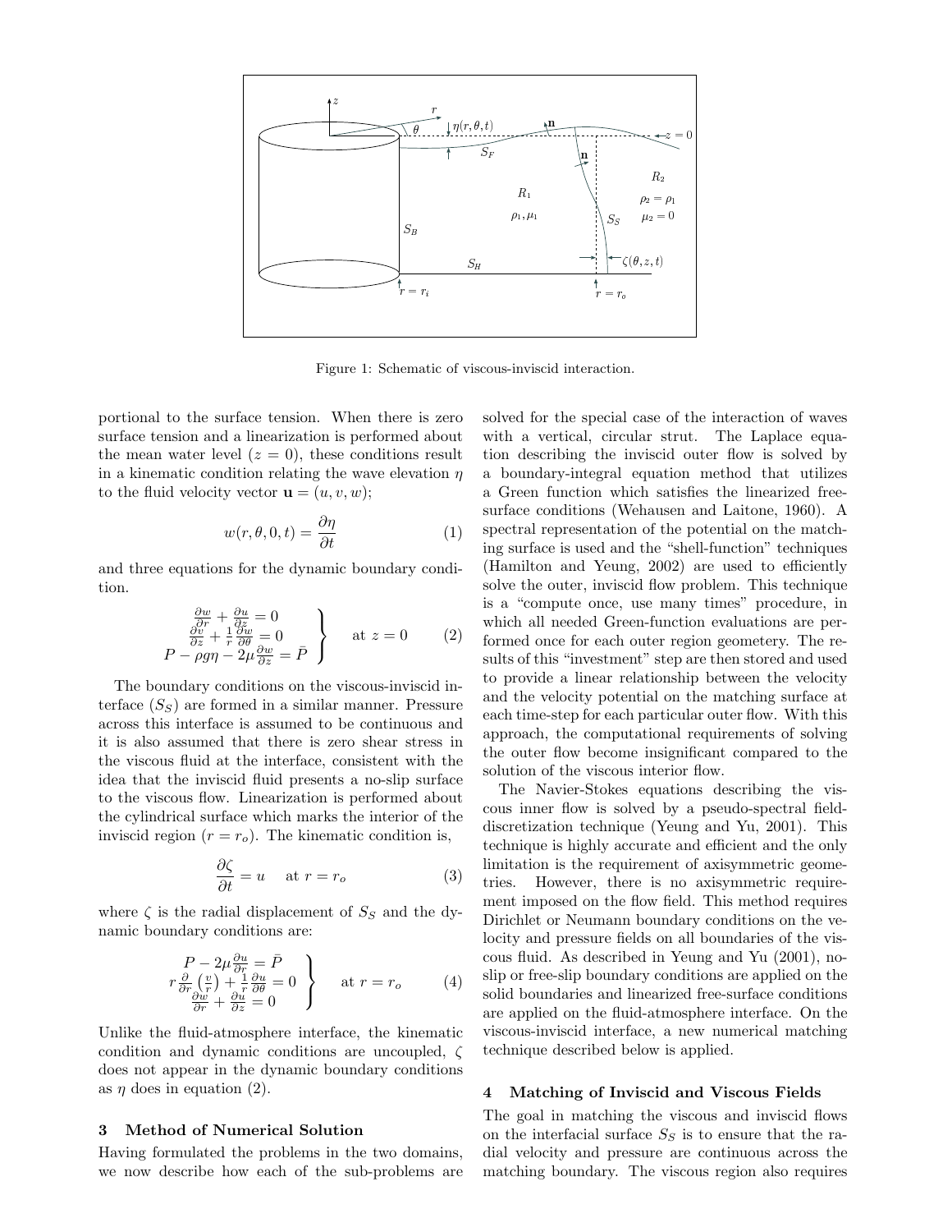Figure 1: Schematic of viscous-inviscid interaction.

portional to the surface tension. When there is zero surface tension and a linearization is performed about the mean water level ($z = 0$), these conditions result in a kinematic condition relating the wave elevation $\eta$ to the fluid velocity vector $\mathbf{u} = (u, v, w)$;

$$w(r, \theta, 0, t) = \frac{\partial \eta}{\partial t} \tag{1}$$

and three equations for the dynamic boundary condition.

$$\left.\begin{array}{c} \frac{\partial w}{\partial r} + \frac{\partial u}{\partial z} = 0 \\ \frac{\partial v}{\partial z} + \frac{1}{r}\frac{\partial w}{\partial \theta} = 0 \\ P - \rho g \eta - 2\mu \frac{\partial w}{\partial z} = \bar{P} \end{array}\right\} \quad \text{at } z = 0 \tag{2}$$

The boundary conditions on the viscous-inviscid interface ($S_S$) are formed in a similar manner. Pressure across this interface is assumed to be continuous and it is also assumed that there is zero shear stress in the viscous fluid at the interface, consistent with the idea that the inviscid fluid presents a no-slip surface to the viscous flow. Linearization is performed about the cylindrical surface which marks the interior of the inviscid region ($r = r_o$). The kinematic condition is,

$$\frac{\partial \zeta}{\partial t} = u \quad \text{at } r = r_o \tag{3}$$

where $\zeta$ is the radial displacement of $S_S$ and the dynamic boundary conditions are:

$$\left.\begin{array}{c} P - 2\mu \frac{\partial u}{\partial r} = \bar{P} \\ r\frac{\partial}{\partial r}\left(\frac{v}{r}\right) + \frac{1}{r}\frac{\partial u}{\partial \theta} = 0 \\ \frac{\partial w}{\partial r} + \frac{\partial u}{\partial z} = 0 \end{array}\right\} \quad \text{at } r = r_o \tag{4}$$

Unlike the fluid-atmosphere interface, the kinematic condition and dynamic conditions are uncoupled, $\zeta$ does not appear in the dynamic boundary conditions as $\eta$ does in equation (2).

## 3 Method of Numerical Solution

Having formulated the problems in the two domains, we now describe how each of the sub-problems are solved for the special case of the interaction of waves with a vertical, circular strut. The Laplace equation describing the inviscid outer flow is solved by a boundary-integral equation method that utilizes a Green function which satisfies the linearized free-surface conditions (Wehausen and Laitone, 1960). A spectral representation of the potential on the matching surface is used and the "shell-function" techniques (Hamilton and Yeung, 2002) are used to efficiently solve the outer, inviscid flow problem. This technique is a "compute once, use many times" procedure, in which all needed Green-function evaluations are performed once for each outer region geometery. The results of this "investment" step are then stored and used to provide a linear relationship between the velocity and the velocity potential on the matching surface at each time-step for each particular outer flow. With this approach, the computational requirements of solving the outer flow become insignificant compared to the solution of the viscous interior flow.

The Navier-Stokes equations describing the viscous inner flow is solved by a pseudo-spectral field-discretization technique (Yeung and Yu, 2001). This technique is highly accurate and efficient and the only limitation is the requirement of axisymmetric geometries. However, there is no axisymmetric requirement imposed on the flow field. This method requires Dirichlet or Neumann boundary conditions on the velocity and pressure fields on all boundaries of the viscous fluid. As described in Yeung and Yu (2001), no-slip or free-slip boundary conditions are applied on the solid boundaries and linearized free-surface conditions are applied on the fluid-atmosphere interface. On the viscous-inviscid interface, a new numerical matching technique described below is applied.

## 4 Matching of Inviscid and Viscous Fields

The goal in matching the viscous and inviscid flows on the interfacial surface $S_S$ is to ensure that the radial velocity and pressure are continuous across the matching boundary. The viscous region also requires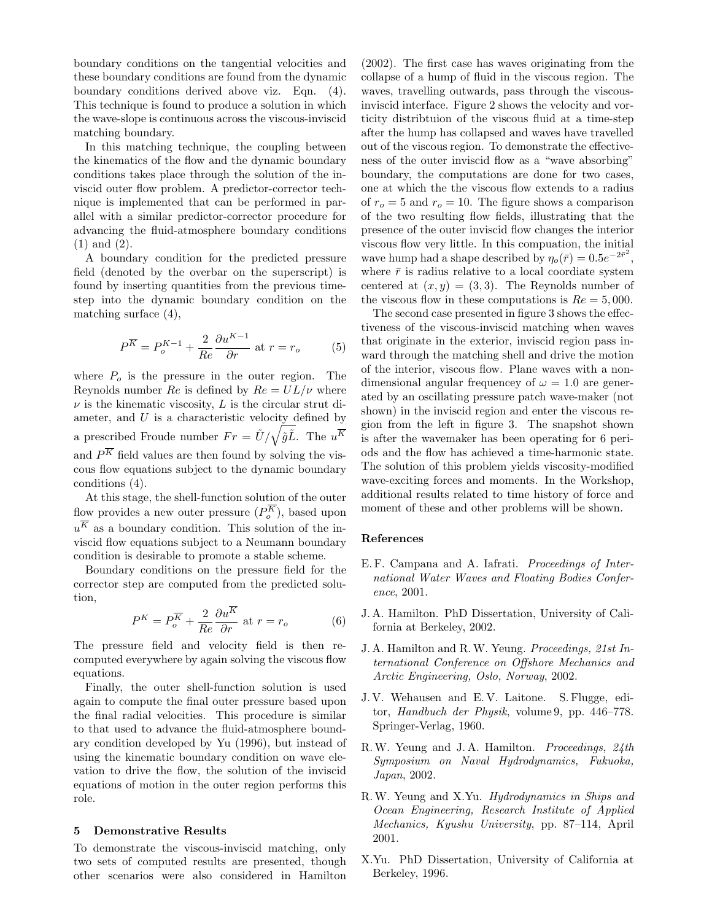boundary conditions on the tangential velocities and these boundary conditions are found from the dynamic boundary conditions derived above viz. Eqn. (4). This technique is found to produce a solution in which the wave-slope is continuous across the viscous-inviscid matching boundary.

In this matching technique, the coupling between the kinematics of the flow and the dynamic boundary conditions takes place through the solution of the inviscid outer flow problem. A predictor-corrector technique is implemented that can be performed in parallel with a similar predictor-corrector procedure for advancing the fluid-atmosphere boundary conditions (1) and (2).

A boundary condition for the predicted pressure field (denoted by the overbar on the superscript) is found by inserting quantities from the previous time-step into the dynamic boundary condition on the matching surface (4),

$$P^{\overline{K}} = P_o^{K-1} + \frac{2}{Re}\frac{\partial u^{K-1}}{\partial r} \text{ at } r = r_o \qquad (5)$$

where $P_o$ is the pressure in the outer region. The Reynolds number $Re$ is defined by $Re = UL/\nu$ where $\nu$ is the kinematic viscosity, $L$ is the circular strut diameter, and $U$ is a characteristic velocity defined by a prescribed Froude number $Fr = \tilde{U}/\sqrt{\tilde{g}\tilde{L}}$. The $u^{\overline{K}}$ and $P^{\overline{K}}$ field values are then found by solving the viscous flow equations subject to the dynamic boundary conditions (4).

At this stage, the shell-function solution of the outer flow provides a new outer pressure ($P_o^{\overline{K}}$), based upon $u^{\overline{K}}$ as a boundary condition. This solution of the inviscid flow equations subject to a Neumann boundary condition is desirable to promote a stable scheme.

Boundary conditions on the pressure field for the corrector step are computed from the predicted solution,

$$P^{K} = P_o^{\overline{K}} + \frac{2}{Re}\frac{\partial u^{\overline{K}}}{\partial r} \text{ at } r = r_o \qquad (6)$$

The pressure field and velocity field is then recomputed everywhere by again solving the viscous flow equations.

Finally, the outer shell-function solution is used again to compute the final outer pressure based upon the final radial velocities. This procedure is similar to that used to advance the fluid-atmosphere boundary condition developed by Yu (1996), but instead of using the kinematic boundary condition on wave elevation to drive the flow, the solution of the inviscid equations of motion in the outer region performs this role.

## 5 Demonstrative Results

To demonstrate the viscous-inviscid matching, only two sets of computed results are presented, though other scenarios were also considered in Hamilton (2002). The first case has waves originating from the collapse of a hump of fluid in the viscous region. The waves, travelling outwards, pass through the viscous-inviscid interface. Figure 2 shows the velocity and vorticity distribtuion of the viscous fluid at a time-step after the hump has collapsed and waves have travelled out of the viscous region. To demonstrate the effectiveness of the outer inviscid flow as a "wave absorbing" boundary, the computations are done for two cases, one at which the the viscous flow extends to a radius of $r_o = 5$ and $r_o = 10$. The figure shows a comparison of the two resulting flow fields, illustrating that the presence of the outer inviscid flow changes the interior viscous flow very little. In this compuation, the initial wave hump had a shape described by $\eta_o(\bar{r}) = 0.5e^{-2\bar{r}^2}$, where $\bar{r}$ is radius relative to a local coordiate system centered at $(x, y) = (3, 3)$. The Reynolds number of the viscous flow in these computations is $Re = 5,000$.

The second case presented in figure 3 shows the effectiveness of the viscous-inviscid matching when waves that originate in the exterior, inviscid region pass inward through the matching shell and drive the motion of the interior, viscous flow. Plane waves with a nondimensional angular frequencey of $\omega = 1.0$ are generated by an oscillating pressure patch wave-maker (not shown) in the inviscid region and enter the viscous region from the left in figure 3. The snapshot shown is after the wavemaker has been operating for 6 periods and the flow has achieved a time-harmonic state. The solution of this problem yields viscosity-modified wave-exciting forces and moments. In the Workshop, additional results related to time history of force and moment of these and other problems will be shown.

## References

E. F. Campana and A. Iafrati. *Proceedings of International Water Waves and Floating Bodies Conference*, 2001.

J. A. Hamilton. PhD Dissertation, University of California at Berkeley, 2002.

J. A. Hamilton and R. W. Yeung. *Proceedings, 21st International Conference on Offshore Mechanics and Arctic Engineering, Oslo, Norway*, 2002.

J. V. Wehausen and E. V. Laitone. S. Flugge, editor, *Handbuch der Physik*, volume 9, pp. 446–778. Springer-Verlag, 1960.

R. W. Yeung and J. A. Hamilton. *Proceedings, 24th Symposium on Naval Hydrodynamics, Fukuoka, Japan*, 2002.

R. W. Yeung and X.Yu. *Hydrodynamics in Ships and Ocean Engineering, Research Institute of Applied Mechanics, Kyushu University*, pp. 87–114, April 2001.

X.Yu. PhD Dissertation, University of California at Berkeley, 1996.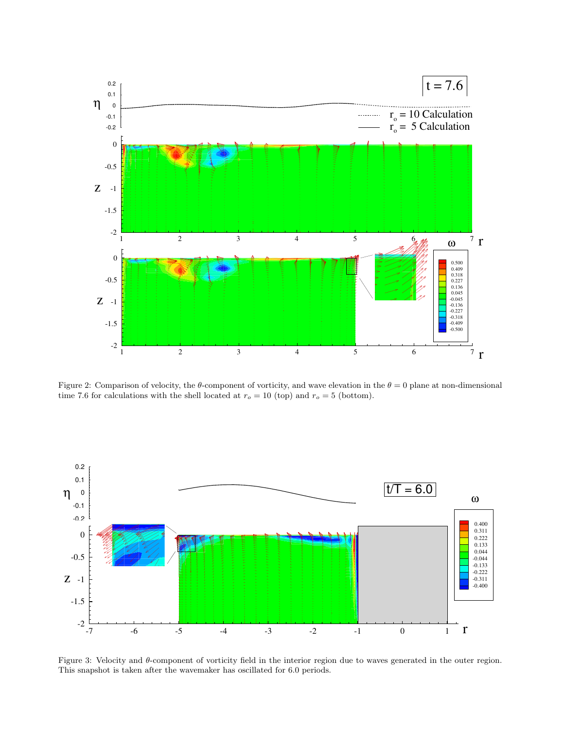Figure 2: Comparison of velocity, the $\theta$-component of vorticity, and wave elevation in the $\theta = 0$ plane at non-dimensional time 7.6 for calculations with the shell located at $r_o = 10$ (top) and $r_o = 5$ (bottom).

Figure 3: Velocity and $\theta$-component of vorticity field in the interior region due to waves generated in the outer region. This snapshot is taken after the wavemaker has oscillated for 6.0 periods.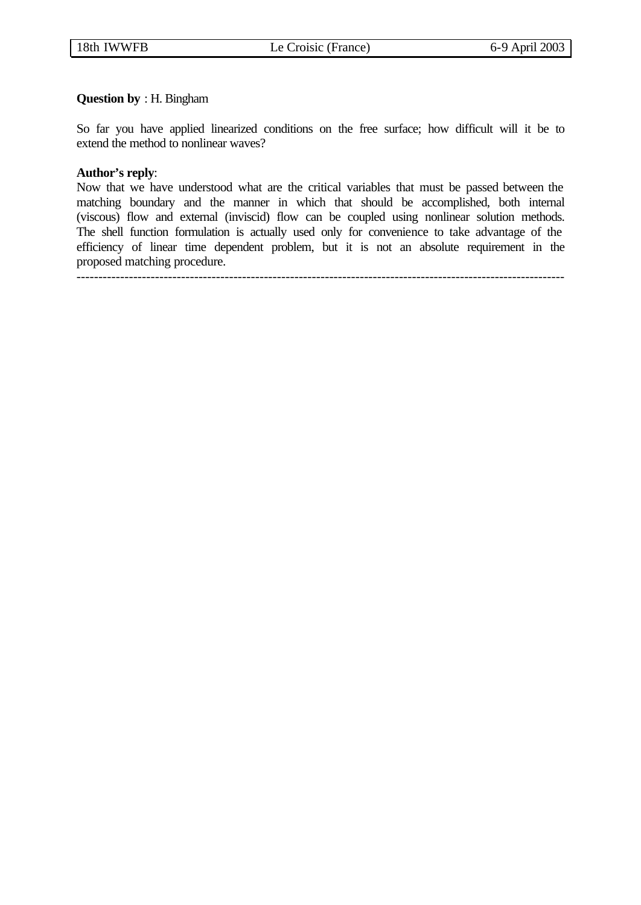**Question by** : H. Bingham

So far you have applied linearized conditions on the free surface; how difficult will it be to extend the method to nonlinear waves?

**Author's reply**:
Now that we have understood what are the critical variables that must be passed between the matching boundary and the manner in which that should be accomplished, both internal (viscous) flow and external (inviscid) flow can be coupled using nonlinear solution methods. The shell function formulation is actually used only for convenience to take advantage of the efficiency of linear time dependent problem, but it is not an absolute requirement in the proposed matching procedure.

---